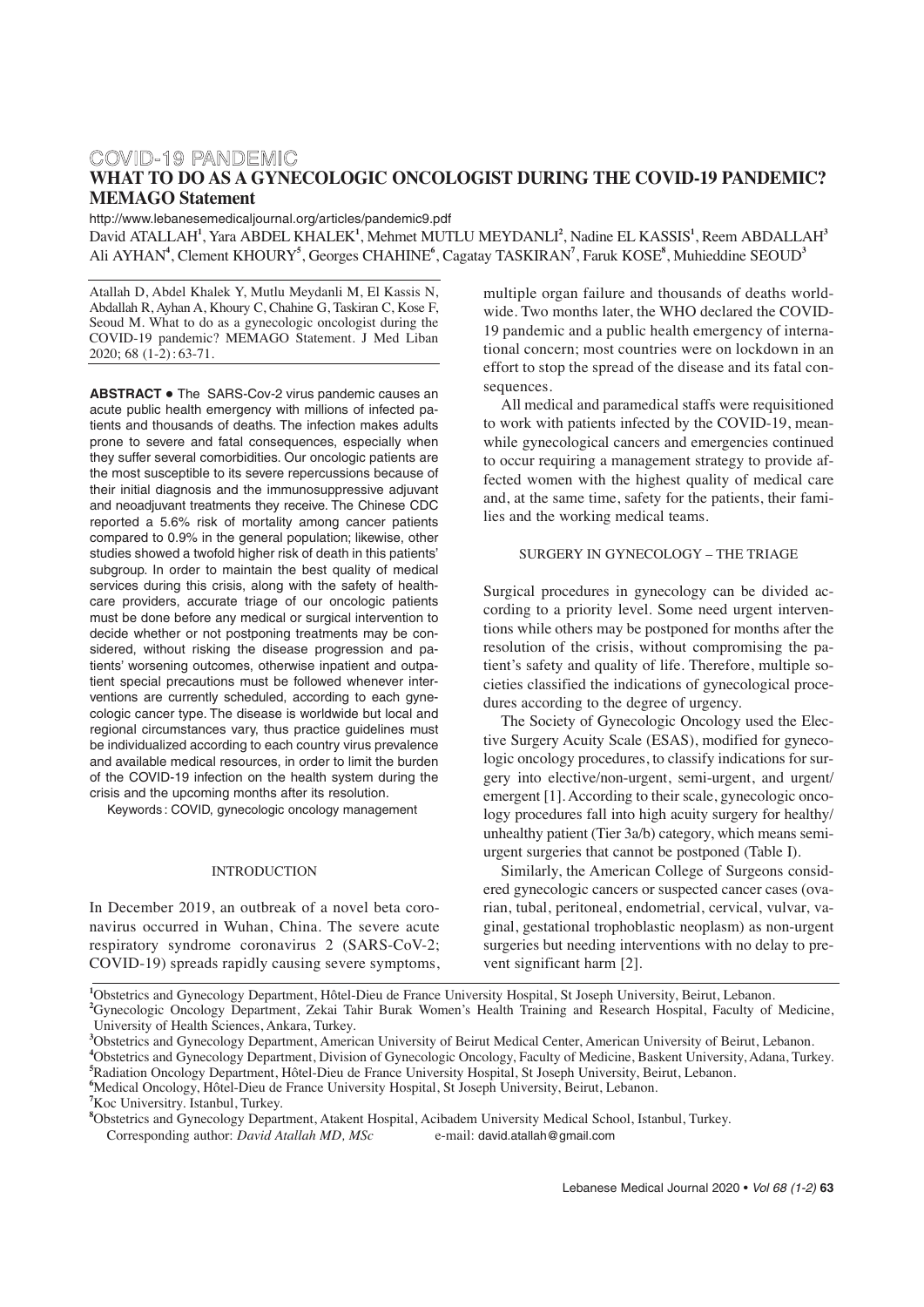COVID-19 PANDEMIC

# WHAT TO DO AS A GYNECOLOGIC ONCOLOGIST DURING THE COVID-19 PANDEMIC? MEMAGO Statement

http://www.lebanesemedicaljournal.org/articles/pandemic9.pdf

David ATALLAH[1], Yara ABDEL KHALEK[1], Mehmet MUTLU MEYDANLI[2], Nadine EL KASSIS[1], Reem ABDALLAH[3] Ali AYHAN[4], Clement KHOURY[5], Georges CHAHINE[6], Cagatay TASKIRAN[7], Faruk KOSE[8], Muhieddine SEOUD[3]

Atallah D, Abdel Khalek Y, Mutlu Meydanli M, El Kassis N, Abdallah R, Ayhan A, Khoury C, Chahine G, Taskiran C, Kose F, Seoud M. What to do as a gynecologic oncologist during the COVID-19 pandemic? MEMAGO Statement. J Med Liban 2020; 68 (1-2): 63-71.

**ABSTRACT** ● The SARS-Cov-2 virus pandemic causes an acute public health emergency with millions of infected patients and thousands of deaths. The infection makes adults prone to severe and fatal consequences, especially when they suffer several comorbidities. Our oncologic patients are the most susceptible to its severe repercussions because of their initial diagnosis and the immunosuppressive adjuvant and neoadjuvant treatments they receive. The Chinese CDC reported a 5.6% risk of mortality among cancer patients compared to 0.9% in the general population; likewise, other studies showed a twofold higher risk of death in this patients' subgroup. In order to maintain the best quality of medical services during this crisis, along with the safety of healthcare providers, accurate triage of our oncologic patients must be done before any medical or surgical intervention to decide whether or not postponing treatments may be considered, without risking the disease progression and patients' worsening outcomes, otherwise inpatient and outpatient special precautions must be followed whenever interventions are currently scheduled, according to each gynecologic cancer type. The disease is worldwide but local and regional circumstances vary, thus practice guidelines must be individualized according to each country virus prevalence and available medical resources, in order to limit the burden of the COVID-19 infection on the health system during the crisis and the upcoming months after its resolution.

Keywords : COVID, gynecologic oncology management

## INTRODUCTION

In December 2019, an outbreak of a novel beta coronavirus occurred in Wuhan, China. The severe acute respiratory syndrome coronavirus 2 (SARS-CoV-2; COVID-19) spreads rapidly causing severe symptoms, multiple organ failure and thousands of deaths worldwide. Two months later, the WHO declared the COVID-19 pandemic and a public health emergency of international concern; most countries were on lockdown in an effort to stop the spread of the disease and its fatal consequences.

All medical and paramedical staffs were requisitioned to work with patients infected by the COVID-19, meanwhile gynecological cancers and emergencies continued to occur requiring a management strategy to provide affected women with the highest quality of medical care and, at the same time, safety for the patients, their families and the working medical teams.

## SURGERY IN GYNECOLOGY – THE TRIAGE

Surgical procedures in gynecology can be divided according to a priority level. Some need urgent interventions while others may be postponed for months after the resolution of the crisis, without compromising the patient's safety and quality of life. Therefore, multiple societies classified the indications of gynecological procedures according to the degree of urgency.

The Society of Gynecologic Oncology used the Elective Surgery Acuity Scale (ESAS), modified for gynecologic oncology procedures, to classify indications for surgery into elective/non-urgent, semi-urgent, and urgent/emergent [1]. According to their scale, gynecologic oncology procedures fall into high acuity surgery for healthy/unhealthy patient (Tier 3a/b) category, which means semi-urgent surgeries that cannot be postponed (Table I).

Similarly, the American College of Surgeons considered gynecologic cancers or suspected cancer cases (ovarian, tubal, peritoneal, endometrial, cervical, vulvar, vaginal, gestational trophoblastic neoplasm) as non-urgent surgeries but needing interventions with no delay to prevent significant harm [2].

[1]Obstetrics and Gynecology Department, Hôtel-Dieu de France University Hospital, St Joseph University, Beirut, Lebanon.
[2]Gynecologic Oncology Department, Zekai Tahir Burak Women's Health Training and Research Hospital, Faculty of Medicine, University of Health Sciences, Ankara, Turkey.
[3]Obstetrics and Gynecology Department, American University of Beirut Medical Center, American University of Beirut, Lebanon.
[4]Obstetrics and Gynecology Department, Division of Gynecologic Oncology, Faculty of Medicine, Baskent University, Adana, Turkey.
[5]Radiation Oncology Department, Hôtel-Dieu de France University Hospital, St Joseph University, Beirut, Lebanon.
[6]Medical Oncology, Hôtel-Dieu de France University Hospital, St Joseph University, Beirut, Lebanon.
[7]Koc Universitry. Istanbul, Turkey.
[8]Obstetrics and Gynecology Department, Atakent Hospital, Acibadem University Medical School, Istanbul, Turkey.
Corresponding author: *David Atallah MD, MSc* e-mail: david.atallah@gmail.com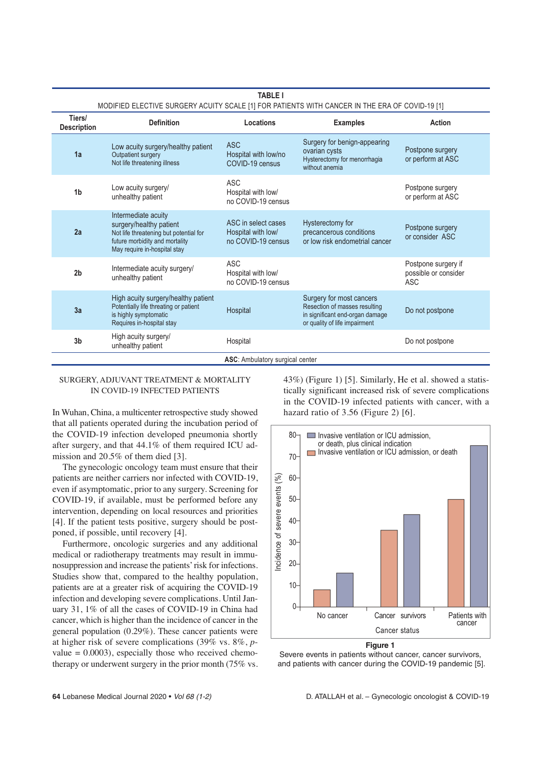**TABLE I**

MODIFIED ELECTIVE SURGERY ACUITY SCALE [1] FOR PATIENTS WITH CANCER IN THE ERA OF COVID-19 [1]

| Tiers/ Description | Definition | Locations | Examples | Action |
|---|---|---|---|---|
| **1a** | Low acuity surgery/healthy patient<br>Outpatient surgery<br>Not life threatening illness | ASC<br>Hospital with low/no COVID-19 census | Surgery for benign-appearing ovarian cysts<br>Hysterectomy for menorrhagia without anemia | Postpone surgery or perform at ASC |
| **1b** | Low acuity surgery/ unhealthy patient | ASC<br>Hospital with low/ no COVID-19 census | | Postpone surgery or perform at ASC |
| **2a** | Intermediate acuity surgery/healthy patient<br>Not life threatening but potential for future morbidity and mortality<br>May require in-hospital stay | ASC in select cases<br>Hospital with low/ no COVID-19 census | Hysterectomy for precancerous conditions or low risk endometrial cancer | Postpone surgery or consider ASC |
| **2b** | Intermediate acuity surgery/ unhealthy patient | ASC<br>Hospital with low/ no COVID-19 census | | Postpone surgery if possible or consider ASC |
| **3a** | High acuity surgery/healthy patient<br>Potentially life threating or patient is highly symptomatic<br>Requires in-hospital stay | Hospital | Surgery for most cancers<br>Resection of masses resulting in significant end-organ damage or quality of life impairment | Do not postpone |
| **3b** | High acuity surgery/ unhealthy patient | Hospital | | Do not postpone |

**ASC**: Ambulatory surgical center

## SURGERY, ADJUVANT TREATMENT & MORTALITY IN COVID-19 INFECTED PATIENTS

In Wuhan, China, a multicenter retrospective study showed that all patients operated during the incubation period of the COVID-19 infection developed pneumonia shortly after surgery, and that 44.1% of them required ICU admission and 20.5% of them died [3].

The gynecologic oncology team must ensure that their patients are neither carriers nor infected with COVID-19, even if asymptomatic, prior to any surgery. Screening for COVID-19, if available, must be performed before any intervention, depending on local resources and priorities [4]. If the patient tests positive, surgery should be postponed, if possible, until recovery [4].

Furthermore, oncologic surgeries and any additional medical or radiotherapy treatments may result in immunosuppression and increase the patients' risk for infections. Studies show that, compared to the healthy population, patients are at a greater risk of acquiring the COVID-19 infection and developing severe complications. Until January 31, 1% of all the cases of COVID-19 in China had cancer, which is higher than the incidence of cancer in the general population (0.29%). These cancer patients were at higher risk of severe complications (39% vs. 8%, *p*-value = 0.0003), especially those who received chemotherapy or underwent surgery in the prior month (75% vs. 43%) (Figure 1) [5]. Similarly, He et al. showed a statistically significant increased risk of severe complications in the COVID-19 infected patients with cancer, with a hazard ratio of 3.56 (Figure 2) [6].

**Figure 1**
Severe events in patients without cancer, cancer survivors, and patients with cancer during the COVID-19 pandemic [5].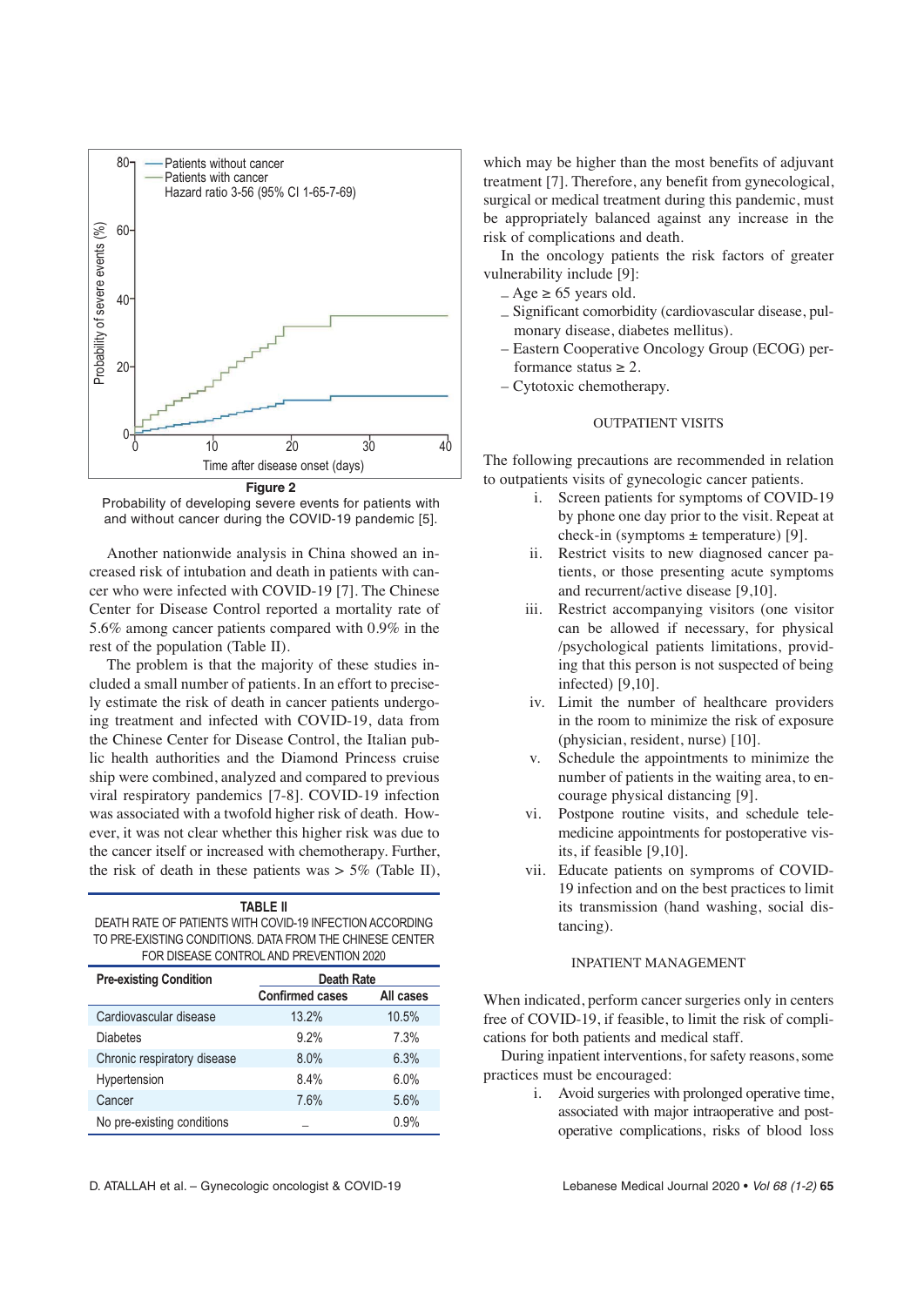**Figure 2**
Probability of developing severe events for patients with and without cancer during the COVID-19 pandemic [5].

Another nationwide analysis in China showed an increased risk of intubation and death in patients with cancer who were infected with COVID-19 [7]. The Chinese Center for Disease Control reported a mortality rate of 5.6% among cancer patients compared with 0.9% in the rest of the population (Table II).

The problem is that the majority of these studies included a small number of patients. In an effort to precisely estimate the risk of death in cancer patients undergoing treatment and infected with COVID-19, data from the Chinese Center for Disease Control, the Italian public health authorities and the Diamond Princess cruise ship were combined, analyzed and compared to previous viral respiratory pandemics [7-8]. COVID-19 infection was associated with a twofold higher risk of death. However, it was not clear whether this higher risk was due to the cancer itself or increased with chemotherapy. Further, the risk of death in these patients was > 5% (Table II), which may be higher than the most benefits of adjuvant treatment [7]. Therefore, any benefit from gynecological, surgical or medical treatment during this pandemic, must be appropriately balanced against any increase in the risk of complications and death.

**TABLE II**
DEATH RATE OF PATIENTS WITH COVID-19 INFECTION ACCORDING TO PRE-EXISTING CONDITIONS. DATA FROM THE CHINESE CENTER FOR DISEASE CONTROL AND PREVENTION 2020

| Pre-existing Condition | Death Rate | |
|---|---|---|
| | Confirmed cases | All cases |
| Cardiovascular disease | 13.2% | 10.5% |
| Diabetes | 9.2% | 7.3% |
| Chronic respiratory disease | 8.0% | 6.3% |
| Hypertension | 8.4% | 6.0% |
| Cancer | 7.6% | 5.6% |
| No pre-existing conditions | – | 0.9% |

In the oncology patients the risk factors of greater vulnerability include [9]:

- Age ≥ 65 years old.
- Significant comorbidity (cardiovascular disease, pulmonary disease, diabetes mellitus).
- Eastern Cooperative Oncology Group (ECOG) performance status ≥ 2.
- Cytotoxic chemotherapy.

## OUTPATIENT VISITS

The following precautions are recommended in relation to outpatients visits of gynecologic cancer patients.

i. Screen patients for symptoms of COVID-19 by phone one day prior to the visit. Repeat at check-in (symptoms ± temperature) [9].
ii. Restrict visits to new diagnosed cancer patients, or those presenting acute symptoms and recurrent/active disease [9,10].
iii. Restrict accompanying visitors (one visitor can be allowed if necessary, for physical /psychological patients limitations, providing that this person is not suspected of being infected) [9,10].
iv. Limit the number of healthcare providers in the room to minimize the risk of exposure (physician, resident, nurse) [10].
v. Schedule the appointments to minimize the number of patients in the waiting area, to encourage physical distancing [9].
vi. Postpone routine visits, and schedule telemedicine appointments for postoperative visits, if feasible [9,10].
vii. Educate patients on symproms of COVID-19 infection and on the best practices to limit its transmission (hand washing, social distancing).

## INPATIENT MANAGEMENT

When indicated, perform cancer surgeries only in centers free of COVID-19, if feasible, to limit the risk of complications for both patients and medical staff.

During inpatient interventions, for safety reasons, some practices must be encouraged:

i. Avoid surgeries with prolonged operative time, associated with major intraoperative and postoperative complications, risks of blood loss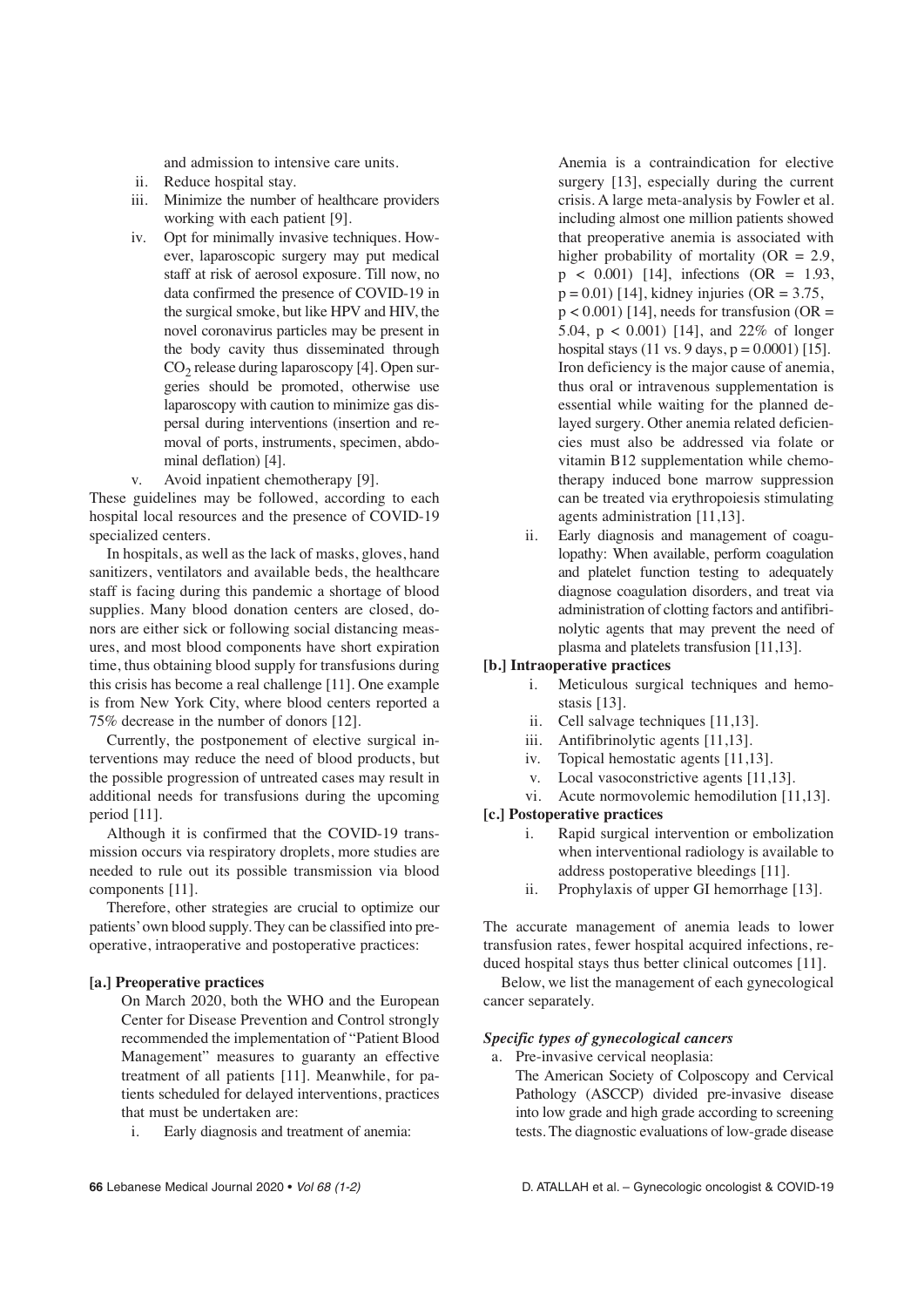and admission to intensive care units.

ii. Reduce hospital stay.

iii. Minimize the number of healthcare providers working with each patient [9].

iv. Opt for minimally invasive techniques. However, laparoscopic surgery may put medical staff at risk of aerosol exposure. Till now, no data confirmed the presence of COVID-19 in the surgical smoke, but like HPV and HIV, the novel coronavirus particles may be present in the body cavity thus disseminated through $CO_2$ release during laparoscopy [4]. Open surgeries should be promoted, otherwise use laparoscopy with caution to minimize gas dispersal during interventions (insertion and removal of ports, instruments, specimen, abdominal deflation) [4].

v. Avoid inpatient chemotherapy [9].

These guidelines may be followed, according to each hospital local resources and the presence of COVID-19 specialized centers.

In hospitals, as well as the lack of masks, gloves, hand sanitizers, ventilators and available beds, the healthcare staff is facing during this pandemic a shortage of blood supplies. Many blood donation centers are closed, donors are either sick or following social distancing measures, and most blood components have short expiration time, thus obtaining blood supply for transfusions during this crisis has become a real challenge [11]. One example is from New York City, where blood centers reported a 75% decrease in the number of donors [12].

Currently, the postponement of elective surgical interventions may reduce the need of blood products, but the possible progression of untreated cases may result in additional needs for transfusions during the upcoming period [11].

Although it is confirmed that the COVID-19 transmission occurs via respiratory droplets, more studies are needed to rule out its possible transmission via blood components [11].

Therefore, other strategies are crucial to optimize our patients' own blood supply. They can be classified into preoperative, intraoperative and postoperative practices:

**[a.] Preoperative practices**

On March 2020, both the WHO and the European Center for Disease Prevention and Control strongly recommended the implementation of "Patient Blood Management" measures to guaranty an effective treatment of all patients [11]. Meanwhile, for patients scheduled for delayed interventions, practices that must be undertaken are:

i. Early diagnosis and treatment of anemia: Anemia is a contraindication for elective surgery [13], especially during the current crisis. A large meta-analysis by Fowler et al. including almost one million patients showed that preoperative anemia is associated with higher probability of mortality (OR = 2.9, $p < 0.001$) [14], infections (OR = 1.93, $p = 0.01$) [14], kidney injuries (OR = 3.75, $p < 0.001$) [14], needs for transfusion (OR = 5.04, $p < 0.001$) [14], and 22% of longer hospital stays (11 vs. 9 days, $p = 0.0001$) [15]. Iron deficiency is the major cause of anemia, thus oral or intravenous supplementation is essential while waiting for the planned delayed surgery. Other anemia related deficiencies must also be addressed via folate or vitamin B12 supplementation while chemotherapy induced bone marrow suppression can be treated via erythropoiesis stimulating agents administration [11,13].

ii. Early diagnosis and management of coagulopathy: When available, perform coagulation and platelet function testing to adequately diagnose coagulation disorders, and treat via administration of clotting factors and antifibrinolytic agents that may prevent the need of plasma and platelets transfusion [11,13].

**[b.] Intraoperative practices**

i. Meticulous surgical techniques and hemostasis [13].

ii. Cell salvage techniques [11,13].

iii. Antifibrinolytic agents [11,13].

iv. Topical hemostatic agents [11,13].

v. Local vasoconstrictive agents [11,13].

vi. Acute normovolemic hemodilution [11,13].

**[c.] Postoperative practices**

i. Rapid surgical intervention or embolization when interventional radiology is available to address postoperative bleedings [11].

ii. Prophylaxis of upper GI hemorrhage [13].

The accurate management of anemia leads to lower transfusion rates, fewer hospital acquired infections, reduced hospital stays thus better clinical outcomes [11].

Below, we list the management of each gynecological cancer separately.

***Specific types of gynecological cancers***

a. Pre-invasive cervical neoplasia:

The American Society of Colposcopy and Cervical Pathology (ASCCP) divided pre-invasive disease into low grade and high grade according to screening tests. The diagnostic evaluations of low-grade disease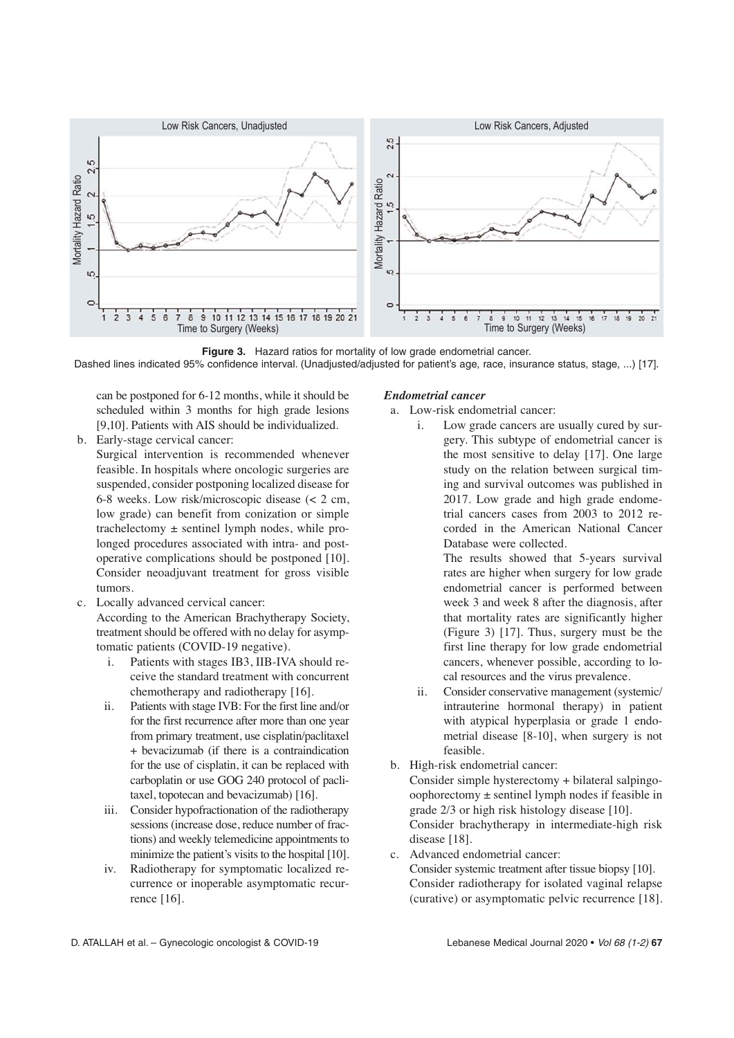**Figure 3.** Hazard ratios for mortality of low grade endometrial cancer.
Dashed lines indicated 95% confidence interval. (Unadjusted/adjusted for patient's age, race, insurance status, stage, ...) [17].

can be postponed for 6-12 months, while it should be scheduled within 3 months for high grade lesions [9,10]. Patients with AIS should be individualized.

b. Early-stage cervical cancer:
Surgical intervention is recommended whenever feasible. In hospitals where oncologic surgeries are suspended, consider postponing localized disease for 6-8 weeks. Low risk/microscopic disease (< 2 cm, low grade) can benefit from conization or simple trachelectomy ± sentinel lymph nodes, while prolonged procedures associated with intra- and postoperative complications should be postponed [10]. Consider neoadjuvant treatment for gross visible tumors.

c. Locally advanced cervical cancer:
According to the American Brachytherapy Society, treatment should be offered with no delay for asymptomatic patients (COVID-19 negative).
    i. Patients with stages IB3, IIB-IVA should receive the standard treatment with concurrent chemotherapy and radiotherapy [16].
    ii. Patients with stage IVB: For the first line and/or for the first recurrence after more than one year from primary treatment, use cisplatin/paclitaxel + bevacizumab (if there is a contraindication for the use of cisplatin, it can be replaced with carboplatin or use GOG 240 protocol of paclitaxel, topotecan and bevacizumab) [16].
    iii. Consider hypofractionation of the radiotherapy sessions (increase dose, reduce number of fractions) and weekly telemedicine appointments to minimize the patient's visits to the hospital [10].
    iv. Radiotherapy for symptomatic localized recurrence or inoperable asymptomatic recurrence [16].

***Endometrial cancer***

a. Low-risk endometrial cancer:
    i. Low grade cancers are usually cured by surgery. This subtype of endometrial cancer is the most sensitive to delay [17]. One large study on the relation between surgical timing and survival outcomes was published in 2017. Low grade and high grade endometrial cancers cases from 2003 to 2012 recorded in the American National Cancer Database were collected.
    The results showed that 5-years survival rates are higher when surgery for low grade endometrial cancer is performed between week 3 and week 8 after the diagnosis, after that mortality rates are significantly higher (Figure 3) [17]. Thus, surgery must be the first line therapy for low grade endometrial cancers, whenever possible, according to local resources and the virus prevalence.
    ii. Consider conservative management (systemic/intrauterine hormonal therapy) in patient with atypical hyperplasia or grade 1 endometrial disease [8-10], when surgery is not feasible.

b. High-risk endometrial cancer:
Consider simple hysterectomy + bilateral salpingo-oophorectomy ± sentinel lymph nodes if feasible in grade 2/3 or high risk histology disease [10].
Consider brachytherapy in intermediate-high risk disease [18].

c. Advanced endometrial cancer:
Consider systemic treatment after tissue biopsy [10].
Consider radiotherapy for isolated vaginal relapse (curative) or asymptomatic pelvic recurrence [18].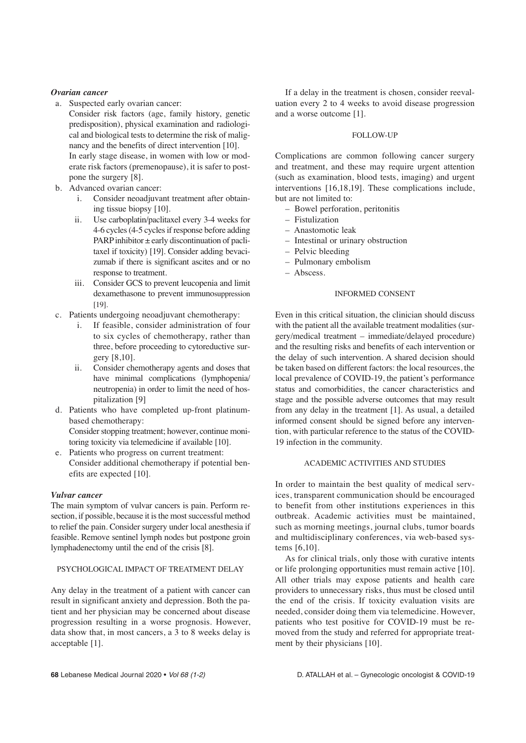### *Ovarian cancer*

a. Suspected early ovarian cancer:
   Consider risk factors (age, family history, genetic predisposition), physical examination and radiological and biological tests to determine the risk of malignancy and the benefits of direct intervention [10].
   In early stage disease, in women with low or moderate risk factors (premenopause), it is safer to postpone the surgery [8].
b. Advanced ovarian cancer:
   i. Consider neoadjuvant treatment after obtaining tissue biopsy [10].
   ii. Use carboplatin/paclitaxel every 3-4 weeks for 4-6 cycles (4-5 cycles if response before adding PARP inhibitor ± early discontinuation of paclitaxel if toxicity) [19]. Consider adding bevacizumab if there is significant ascites and or no response to treatment.
   iii. Consider GCS to prevent leucopenia and limit dexamethasone to prevent immunosuppression [19].
c. Patients undergoing neoadjuvant chemotherapy:
   i. If feasible, consider administration of four to six cycles of chemotherapy, rather than three, before proceeding to cytoreductive surgery [8,10].
   ii. Consider chemotherapy agents and doses that have minimal complications (lymphopenia/neutropenia) in order to limit the need of hospitalization [9]
d. Patients who have completed up-front platinum-based chemotherapy:
   Consider stopping treatment; however, continue monitoring toxicity via telemedicine if available [10].
e. Patients who progress on current treatment:
   Consider additional chemotherapy if potential benefits are expected [10].

### *Vulvar cancer*

The main symptom of vulvar cancers is pain. Perform resection, if possible, because it is the most successful method to relief the pain. Consider surgery under local anesthesia if feasible. Remove sentinel lymph nodes but postpone groin lymphadenectomy until the end of the crisis [8].

## PSYCHOLOGICAL IMPACT OF TREATMENT DELAY

Any delay in the treatment of a patient with cancer can result in significant anxiety and depression. Both the patient and her physician may be concerned about disease progression resulting in a worse prognosis. However, data show that, in most cancers, a 3 to 8 weeks delay is acceptable [1].

If a delay in the treatment is chosen, consider reevaluation every 2 to 4 weeks to avoid disease progression and a worse outcome [1].

## FOLLOW-UP

Complications are common following cancer surgery and treatment, and these may require urgent attention (such as examination, blood tests, imaging) and urgent interventions [16,18,19]. These complications include, but are not limited to:

- Bowel perforation, peritonitis
- Fistulization
- Anastomotic leak
- Intestinal or urinary obstruction
- Pelvic bleeding
- Pulmonary embolism
- Abscess.

## INFORMED CONSENT

Even in this critical situation, the clinician should discuss with the patient all the available treatment modalities (surgery/medical treatment – immediate/delayed procedure) and the resulting risks and benefits of each intervention or the delay of such intervention. A shared decision should be taken based on different factors: the local resources, the local prevalence of COVID-19, the patient's performance status and comorbidities, the cancer characteristics and stage and the possible adverse outcomes that may result from any delay in the treatment [1]. As usual, a detailed informed consent should be signed before any intervention, with particular reference to the status of the COVID-19 infection in the community.

## ACADEMIC ACTIVITIES AND STUDIES

In order to maintain the best quality of medical services, transparent communication should be encouraged to benefit from other institutions experiences in this outbreak. Academic activities must be maintained, such as morning meetings, journal clubs, tumor boards and multidisciplinary conferences, via web-based systems [6,10].

As for clinical trials, only those with curative intents or life prolonging opportunities must remain active [10]. All other trials may expose patients and health care providers to unnecessary risks, thus must be closed until the end of the crisis. If toxicity evaluation visits are needed, consider doing them via telemedicine. However, patients who test positive for COVID-19 must be removed from the study and referred for appropriate treatment by their physicians [10].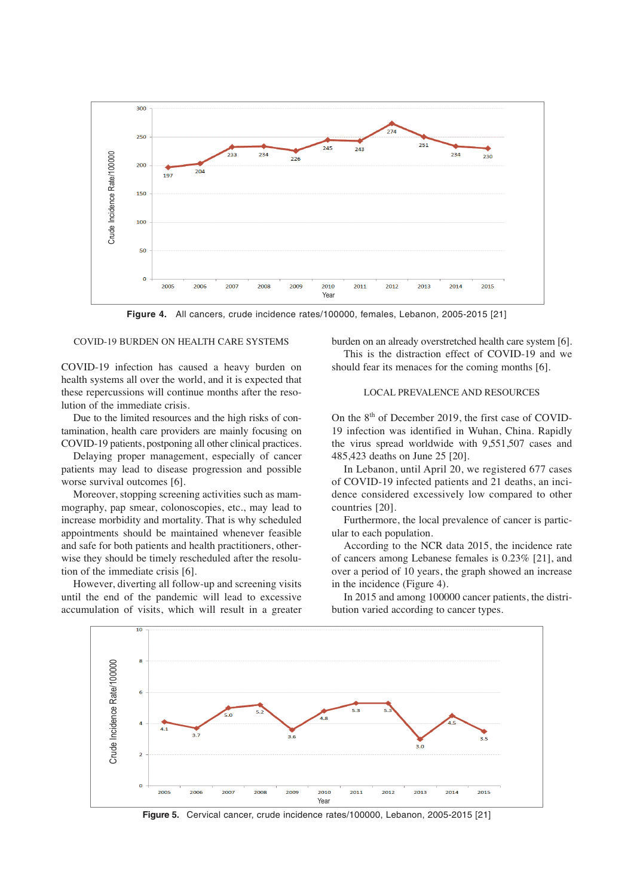Figure 4. All cancers, crude incidence rates/100000, females, Lebanon, 2005-2015 [21]

## COVID-19 BURDEN ON HEALTH CARE SYSTEMS

COVID-19 infection has caused a heavy burden on health systems all over the world, and it is expected that these repercussions will continue months after the resolution of the immediate crisis.

Due to the limited resources and the high risks of contamination, health care providers are mainly focusing on COVID-19 patients, postponing all other clinical practices.

Delaying proper management, especially of cancer patients may lead to disease progression and possible worse survival outcomes [6].

Moreover, stopping screening activities such as mammography, pap smear, colonoscopies, etc., may lead to increase morbidity and mortality. That is why scheduled appointments should be maintained whenever feasible and safe for both patients and health practitioners, otherwise they should be timely rescheduled after the resolution of the immediate crisis [6].

However, diverting all follow-up and screening visits until the end of the pandemic will lead to excessive accumulation of visits, which will result in a greater burden on an already overstretched health care system [6].

This is the distraction effect of COVID-19 and we should fear its menaces for the coming months [6].

## LOCAL PREVALENCE AND RESOURCES

On the 8th of December 2019, the first case of COVID-19 infection was identified in Wuhan, China. Rapidly the virus spread worldwide with 9,551,507 cases and 485,423 deaths on June 25 [20].

In Lebanon, until April 20, we registered 677 cases of COVID-19 infected patients and 21 deaths, an incidence considered excessively low compared to other countries [20].

Furthermore, the local prevalence of cancer is particular to each population.

According to the NCR data 2015, the incidence rate of cancers among Lebanese females is 0.23% [21], and over a period of 10 years, the graph showed an increase in the incidence (Figure 4).

In 2015 and among 100000 cancer patients, the distribution varied according to cancer types.

Figure 5. Cervical cancer, crude incidence rates/100000, Lebanon, 2005-2015 [21]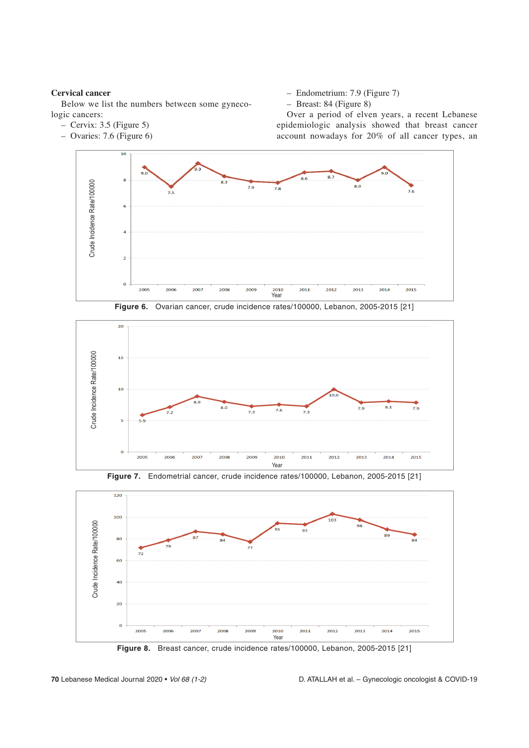**Cervical cancer**

Below we list the numbers between some gynecologic cancers:

- Cervix: 3.5 (Figure 5)
- Ovaries: 7.6 (Figure 6)
- Endometrium: 7.9 (Figure 7)
- Breast: 84 (Figure 8)

Over a period of elven years, a recent Lebanese epidemiologic analysis showed that breast cancer account nowadays for 20% of all cancer types, an

**Figure 6.** Ovarian cancer, crude incidence rates/100000, Lebanon, 2005-2015 [21]

**Figure 7.** Endometrial cancer, crude incidence rates/100000, Lebanon, 2005-2015 [21]

**Figure 8.** Breast cancer, crude incidence rates/100000, Lebanon, 2005-2015 [21]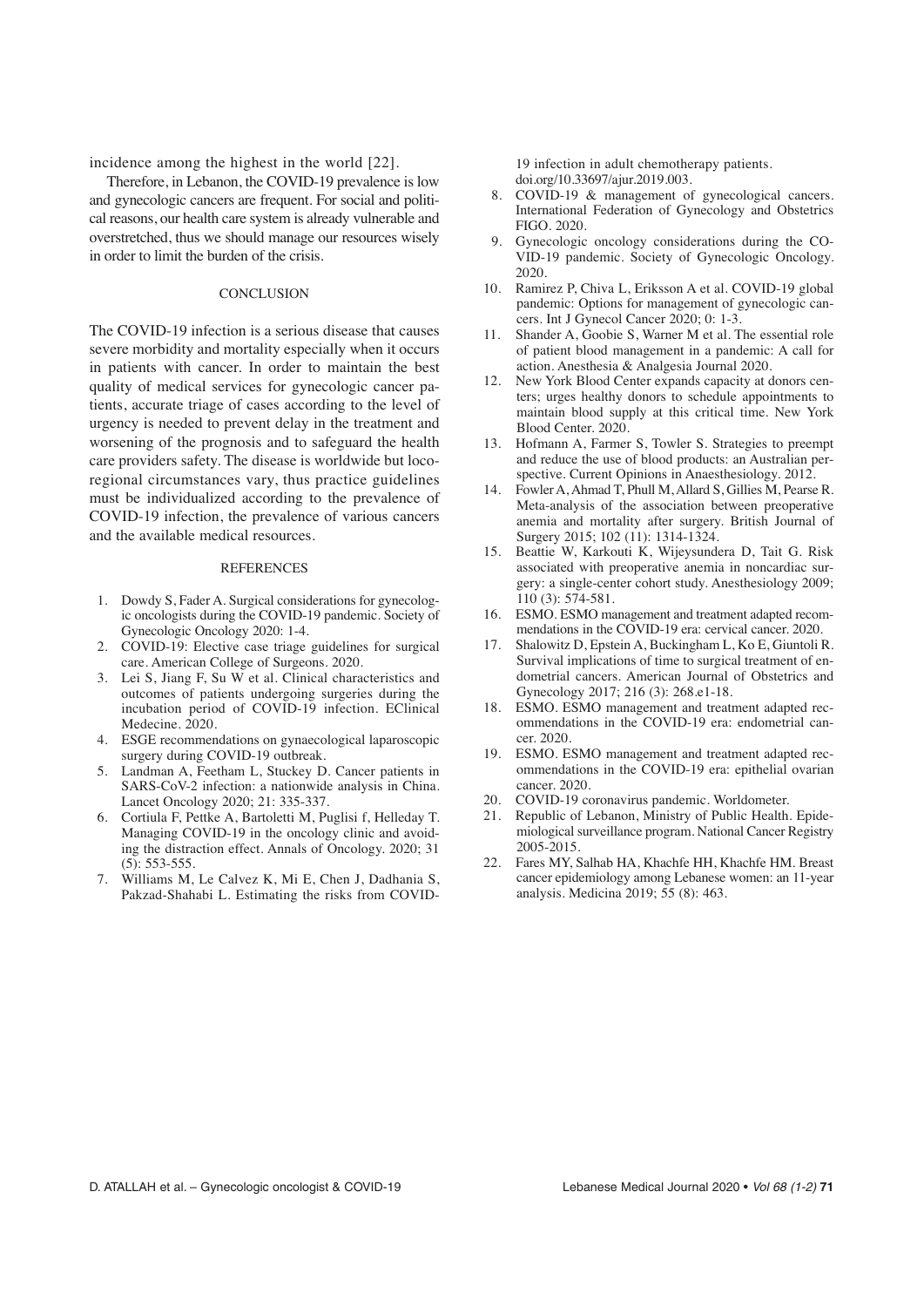incidence among the highest in the world [22].

Therefore, in Lebanon, the COVID-19 prevalence is low and gynecologic cancers are frequent. For social and political reasons, our health care system is already vulnerable and overstretched, thus we should manage our resources wisely in order to limit the burden of the crisis.

## CONCLUSION

The COVID-19 infection is a serious disease that causes severe morbidity and mortality especially when it occurs in patients with cancer. In order to maintain the best quality of medical services for gynecologic cancer patients, accurate triage of cases according to the level of urgency is needed to prevent delay in the treatment and worsening of the prognosis and to safeguard the health care providers safety. The disease is worldwide but locoregional circumstances vary, thus practice guidelines must be individualized according to the prevalence of COVID-19 infection, the prevalence of various cancers and the available medical resources.

## REFERENCES

1. Dowdy S, Fader A. Surgical considerations for gynecologic oncologists during the COVID-19 pandemic. Society of Gynecologic Oncology 2020: 1-4.
2. COVID-19: Elective case triage guidelines for surgical care. American College of Surgeons. 2020.
3. Lei S, Jiang F, Su W et al. Clinical characteristics and outcomes of patients undergoing surgeries during the incubation period of COVID-19 infection. EClinical Medecine. 2020.
4. ESGE recommendations on gynaecological laparoscopic surgery during COVID-19 outbreak.
5. Landman A, Feetham L, Stuckey D. Cancer patients in SARS-CoV-2 infection: a nationwide analysis in China. Lancet Oncology 2020; 21: 335-337.
6. Cortiula F, Pettke A, Bartoletti M, Puglisi f, Helleday T. Managing COVID-19 in the oncology clinic and avoiding the distraction effect. Annals of Oncology. 2020; 31 (5): 553-555.
7. Williams M, Le Calvez K, Mi E, Chen J, Dadhania S, Pakzad-Shahabi L. Estimating the risks from COVID-19 infection in adult chemotherapy patients. doi.org/10.33697/ajur.2019.003.
8. COVID-19 & management of gynecological cancers. International Federation of Gynecology and Obstetrics FIGO. 2020.
9. Gynecologic oncology considerations during the COVID-19 pandemic. Society of Gynecologic Oncology. 2020.
10. Ramirez P, Chiva L, Eriksson A et al. COVID-19 global pandemic: Options for management of gynecologic cancers. Int J Gynecol Cancer 2020; 0: 1-3.
11. Shander A, Goobie S, Warner M et al. The essential role of patient blood management in a pandemic: A call for action. Anesthesia & Analgesia Journal 2020.
12. New York Blood Center expands capacity at donors centers; urges healthy donors to schedule appointments to maintain blood supply at this critical time. New York Blood Center. 2020.
13. Hofmann A, Farmer S, Towler S. Strategies to preempt and reduce the use of blood products: an Australian perspective. Current Opinions in Anaesthesiology. 2012.
14. Fowler A, Ahmad T, Phull M, Allard S, Gillies M, Pearse R. Meta-analysis of the association between preoperative anemia and mortality after surgery. British Journal of Surgery 2015; 102 (11): 1314-1324.
15. Beattie W, Karkouti K, Wijeysundera D, Tait G. Risk associated with preoperative anemia in noncardiac surgery: a single-center cohort study. Anesthesiology 2009; 110 (3): 574-581.
16. ESMO. ESMO management and treatment adapted recommendations in the COVID-19 era: cervical cancer. 2020.
17. Shalowitz D, Epstein A, Buckingham L, Ko E, Giuntoli R. Survival implications of time to surgical treatment of endometrial cancers. American Journal of Obstetrics and Gynecology 2017; 216 (3): 268.e1-18.
18. ESMO. ESMO management and treatment adapted recommendations in the COVID-19 era: endometrial cancer. 2020.
19. ESMO. ESMO management and treatment adapted recommendations in the COVID-19 era: epithelial ovarian cancer. 2020.
20. COVID-19 coronavirus pandemic. Worldometer.
21. Republic of Lebanon, Ministry of Public Health. Epidemiological surveillance program. National Cancer Registry 2005-2015.
22. Fares MY, Salhab HA, Khachfe HH, Khachfe HM. Breast cancer epidemiology among Lebanese women: an 11-year analysis. Medicina 2019; 55 (8): 463.